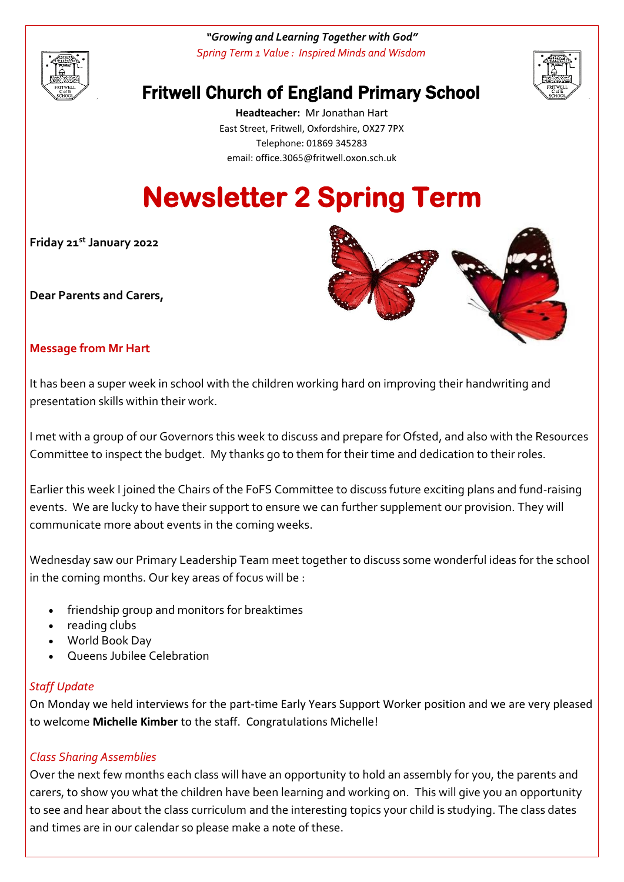***"Growing and Learning Together with God"***

*Spring Term 1 Value : Inspired Minds and Wisdom*

# Fritwell Church of England Primary School

**Headteacher:** Mr Jonathan Hart
East Street, Fritwell, Oxfordshire, OX27 7PX
Telephone: 01869 345283
email: office.3065@fritwell.oxon.sch.uk

# Newsletter 2 Spring Term

**Friday 21st January 2022**

**Dear Parents and Carers,**

## Message from Mr Hart

It has been a super week in school with the children working hard on improving their handwriting and presentation skills within their work.

I met with a group of our Governors this week to discuss and prepare for Ofsted, and also with the Resources Committee to inspect the budget. My thanks go to them for their time and dedication to their roles.

Earlier this week I joined the Chairs of the FoFS Committee to discuss future exciting plans and fund-raising events. We are lucky to have their support to ensure we can further supplement our provision. They will communicate more about events in the coming weeks.

Wednesday saw our Primary Leadership Team meet together to discuss some wonderful ideas for the school in the coming months. Our key areas of focus will be :

- friendship group and monitors for breaktimes
- reading clubs
- World Book Day
- Queens Jubilee Celebration

### *Staff Update*

On Monday we held interviews for the part-time Early Years Support Worker position and we are very pleased to welcome **Michelle Kimber** to the staff. Congratulations Michelle!

### *Class Sharing Assemblies*

Over the next few months each class will have an opportunity to hold an assembly for you, the parents and carers, to show you what the children have been learning and working on. This will give you an opportunity to see and hear about the class curriculum and the interesting topics your child is studying. The class dates and times are in our calendar so please make a note of these.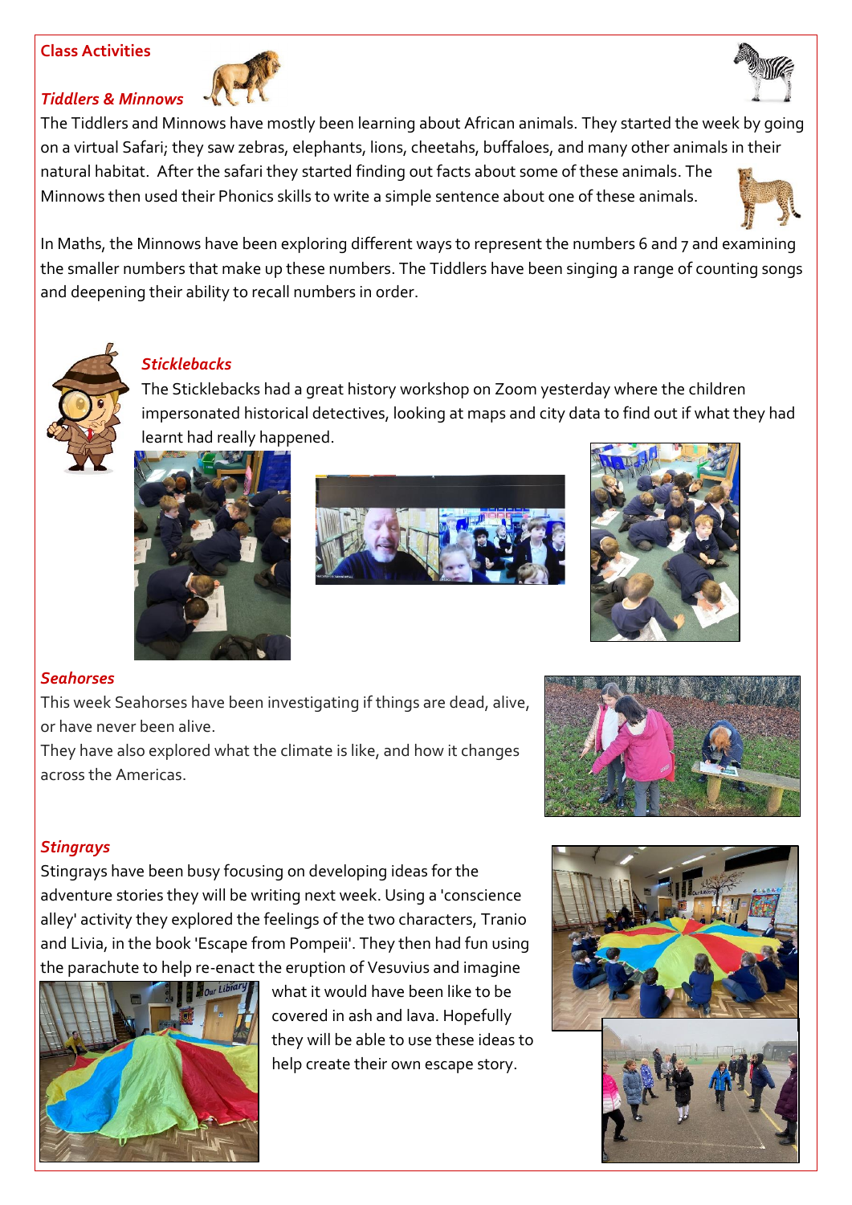## Class Activities

### *Tiddlers & Minnows*

The Tiddlers and Minnows have mostly been learning about African animals. They started the week by going on a virtual Safari; they saw zebras, elephants, lions, cheetahs, buffaloes, and many other animals in their natural habitat. After the safari they started finding out facts about some of these animals. The Minnows then used their Phonics skills to write a simple sentence about one of these animals.

In Maths, the Minnows have been exploring different ways to represent the numbers 6 and 7 and examining the smaller numbers that make up these numbers. The Tiddlers have been singing a range of counting songs and deepening their ability to recall numbers in order.

### *Sticklebacks*

The Sticklebacks had a great history workshop on Zoom yesterday where the children impersonated historical detectives, looking at maps and city data to find out if what they had learnt had really happened.

### *Seahorses*

This week Seahorses have been investigating if things are dead, alive, or have never been alive.

They have also explored what the climate is like, and how it changes across the Americas.

### *Stingrays*

Stingrays have been busy focusing on developing ideas for the adventure stories they will be writing next week. Using a 'conscience alley' activity they explored the feelings of the two characters, Tranio and Livia, in the book 'Escape from Pompeii'. They then had fun using the parachute to help re-enact the eruption of Vesuvius and imagine what it would have been like to be covered in ash and lava. Hopefully they will be able to use these ideas to help create their own escape story.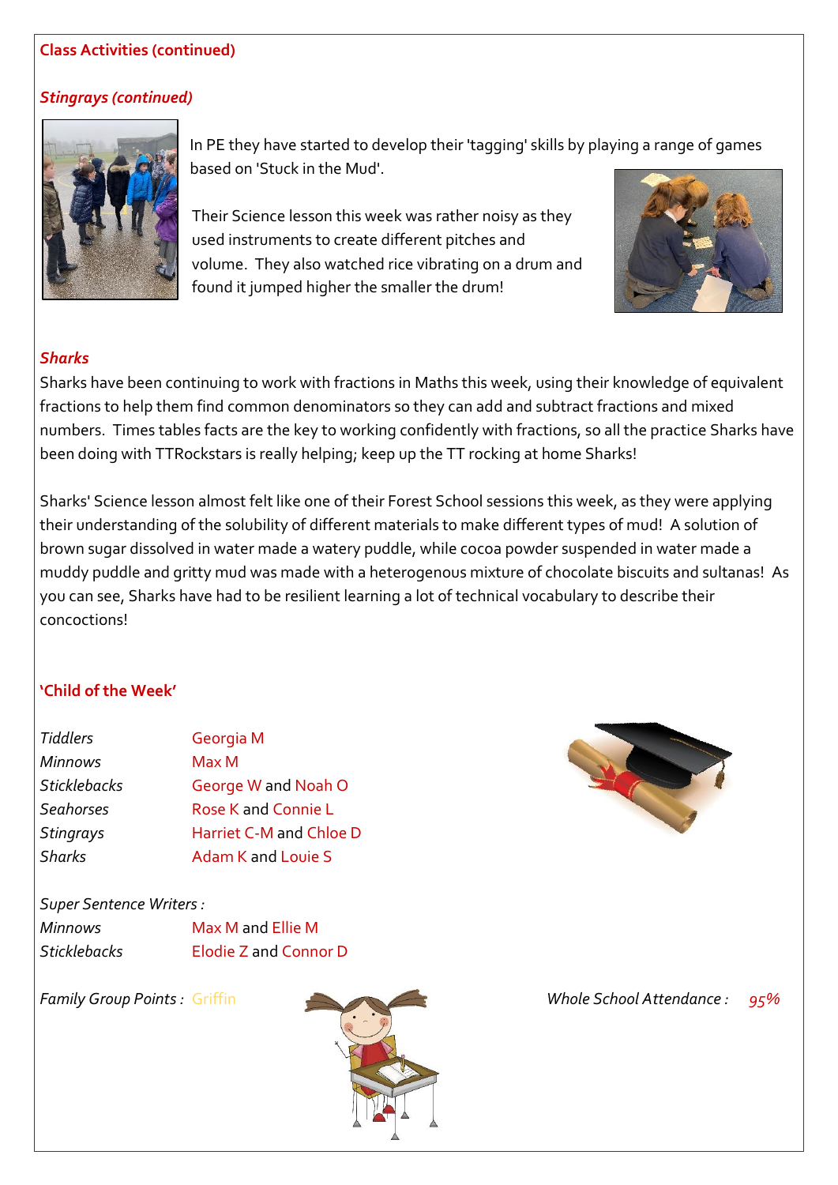**Class Activities (continued)**

***Stingrays (continued)***

In PE they have started to develop their 'tagging' skills by playing a range of games based on 'Stuck in the Mud'.

Their Science lesson this week was rather noisy as they used instruments to create different pitches and volume. They also watched rice vibrating on a drum and found it jumped higher the smaller the drum!

***Sharks***

Sharks have been continuing to work with fractions in Maths this week, using their knowledge of equivalent fractions to help them find common denominators so they can add and subtract fractions and mixed numbers. Times tables facts are the key to working confidently with fractions, so all the practice Sharks have been doing with TTRockstars is really helping; keep up the TT rocking at home Sharks!

Sharks' Science lesson almost felt like one of their Forest School sessions this week, as they were applying their understanding of the solubility of different materials to make different types of mud! A solution of brown sugar dissolved in water made a watery puddle, while cocoa powder suspended in water made a muddy puddle and gritty mud was made with a heterogenous mixture of chocolate biscuits and sultanas! As you can see, Sharks have had to be resilient learning a lot of technical vocabulary to describe their concoctions!

**'Child of the Week'**

| | |
|---|---|
| *Tiddlers* | Georgia M |
| *Minnows* | Max M |
| *Sticklebacks* | George W and Noah O |
| *Seahorses* | Rose K and Connie L |
| *Stingrays* | Harriet C-M and Chloe D |
| *Sharks* | Adam K and Louie S |

*Super Sentence Writers :*

| | |
|---|---|
| *Minnows* | Max M and Ellie M |
| *Sticklebacks* | Elodie Z and Connor D |

*Family Group Points :* Griffin

*Whole School Attendance :* *95%*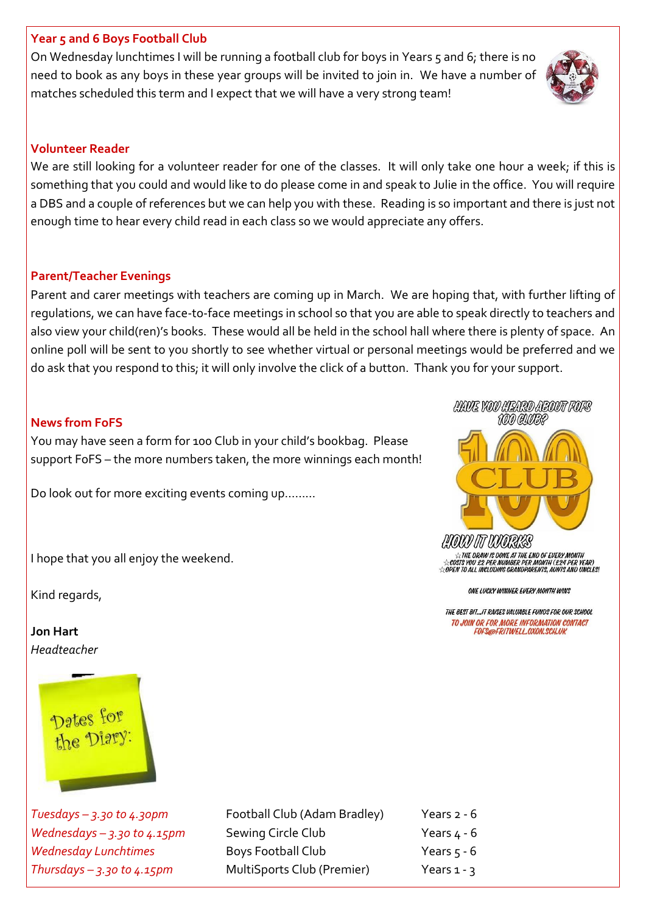### Year 5 and 6 Boys Football Club

On Wednesday lunchtimes I will be running a football club for boys in Years 5 and 6; there is no need to book as any boys in these year groups will be invited to join in. We have a number of matches scheduled this term and I expect that we will have a very strong team!

### Volunteer Reader

We are still looking for a volunteer reader for one of the classes. It will only take one hour a week; if this is something that you could and would like to do please come in and speak to Julie in the office. You will require a DBS and a couple of references but we can help you with these. Reading is so important and there is just not enough time to hear every child read in each class so we would appreciate any offers.

### Parent/Teacher Evenings

Parent and carer meetings with teachers are coming up in March. We are hoping that, with further lifting of regulations, we can have face-to-face meetings in school so that you are able to speak directly to teachers and also view your child(ren)'s books. These would all be held in the school hall where there is plenty of space. An online poll will be sent to you shortly to see whether virtual or personal meetings would be preferred and we do ask that you respond to this; it will only involve the click of a button. Thank you for your support.

### News from FoFS

You may have seen a form for 100 Club in your child's bookbag. Please support FoFS – the more numbers taken, the more winnings each month!

Do look out for more exciting events coming up.........

HAVE YOU HEARD ABOUT FOFS 100 CLUB?

HOW IT WORKS

- THE DRAW IS DONE AT THE END OF EVERY MONTH
- COSTS YOU £2 PER NUMBER PER MONTH (£24 PER YEAR)
- OPEN TO ALL INCLUDING GRANDPARENTS, AUNTS AND UNCLES!

ONE LUCKY WINNER EVERY MONTH WINS

THE BEST BIT...IT RAISES VALUABLE FUNDS FOR OUR SCHOOL

TO JOIN OR FOR MORE INFORMATION CONTACT FOFS@FRITWELL.OXON.SCH.UK

I hope that you all enjoy the weekend.

Kind regards,

**Jon Hart**
*Headteacher*

Dates for the Diary:

| | | |
|---|---|---|
| *Tuesdays – 3.30 to 4.30pm* | Football Club (Adam Bradley) | Years 2 - 6 |
| *Wednesdays – 3.30 to 4.15pm* | Sewing Circle Club | Years 4 - 6 |
| *Wednesday Lunchtimes* | Boys Football Club | Years 5 - 6 |
| *Thursdays – 3.30 to 4.15pm* | MultiSports Club (Premier) | Years 1 - 3 |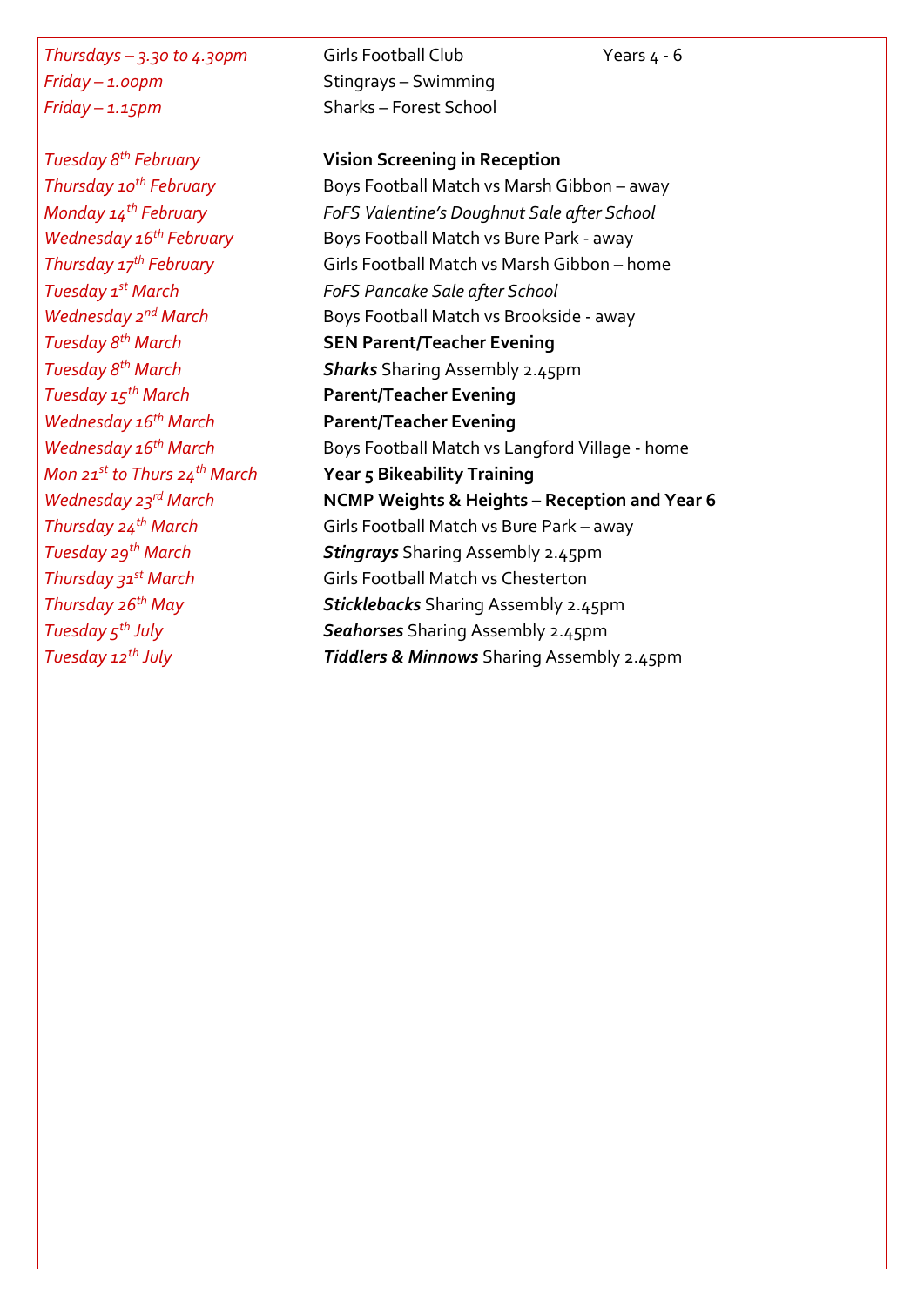| | | |
|---|---|---|
| *Thursdays – 3.30 to 4.30pm* | Girls Football Club | Years 4 - 6 |
| *Friday – 1.00pm* | Stingrays – Swimming | |
| *Friday – 1.15pm* | Sharks – Forest School | |

| | |
|---|---|
| *Tuesday 8th February* | **Vision Screening in Reception** |
| *Thursday 10th February* | Boys Football Match vs Marsh Gibbon – away |
| *Monday 14th February* | *FoFS Valentine's Doughnut Sale after School* |
| *Wednesday 16th February* | Boys Football Match vs Bure Park - away |
| *Thursday 17th February* | Girls Football Match vs Marsh Gibbon – home |
| *Tuesday 1st March* | *FoFS Pancake Sale after School* |
| *Wednesday 2nd March* | Boys Football Match vs Brookside - away |
| *Tuesday 8th March* | **SEN Parent/Teacher Evening** |
| *Tuesday 8th March* | ***Sharks*** Sharing Assembly 2.45pm |
| *Tuesday 15th March* | **Parent/Teacher Evening** |
| *Wednesday 16th March* | **Parent/Teacher Evening** |
| *Wednesday 16th March* | Boys Football Match vs Langford Village - home |
| *Mon 21st to Thurs 24th March* | **Year 5 Bikeability Training** |
| *Wednesday 23rd March* | **NCMP Weights & Heights – Reception and Year 6** |
| *Thursday 24th March* | Girls Football Match vs Bure Park – away |
| *Tuesday 29th March* | ***Stingrays*** Sharing Assembly 2.45pm |
| *Thursday 31st March* | Girls Football Match vs Chesterton |
| *Thursday 26th May* | ***Sticklebacks*** Sharing Assembly 2.45pm |
| *Tuesday 5th July* | ***Seahorses*** Sharing Assembly 2.45pm |
| *Tuesday 12th July* | ***Tiddlers & Minnows*** Sharing Assembly 2.45pm |